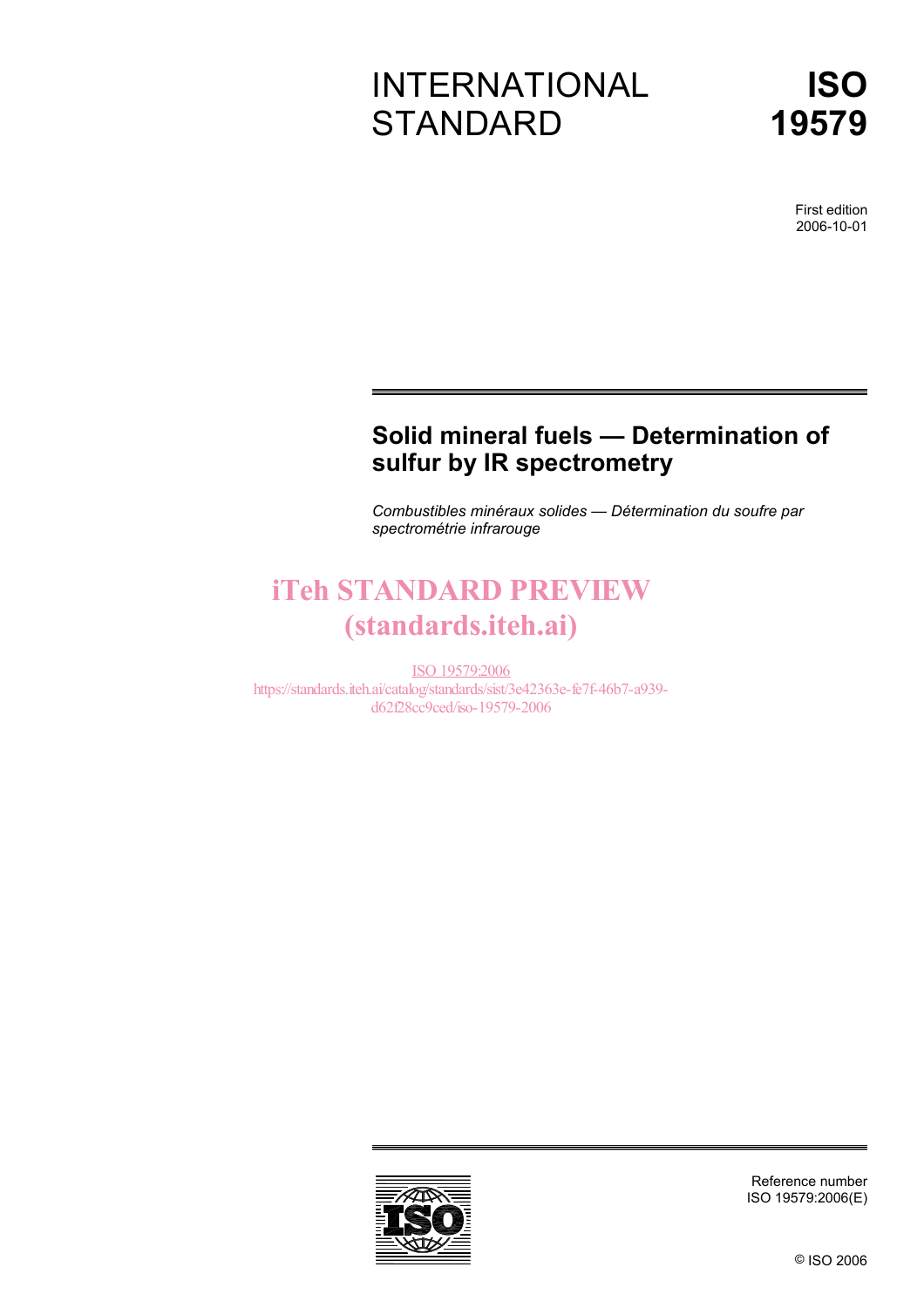# INTERNATIONAL STANDARD

# ISO 19579

First edition
2006-10-01

## Solid mineral fuels — Determination of sulfur by IR spectrometry

*Combustibles minéraux solides — Détermination du soufre par spectrométrie infrarouge*

iTeh STANDARD PREVIEW
(standards.iteh.ai)

ISO 19579:2006
https://standards.iteh.ai/catalog/standards/sist/3e42363e-fe7f-46b7-a939-d62f28cc9ced/iso-19579-2006

Reference number
ISO 19579:2006(E)

© ISO 2006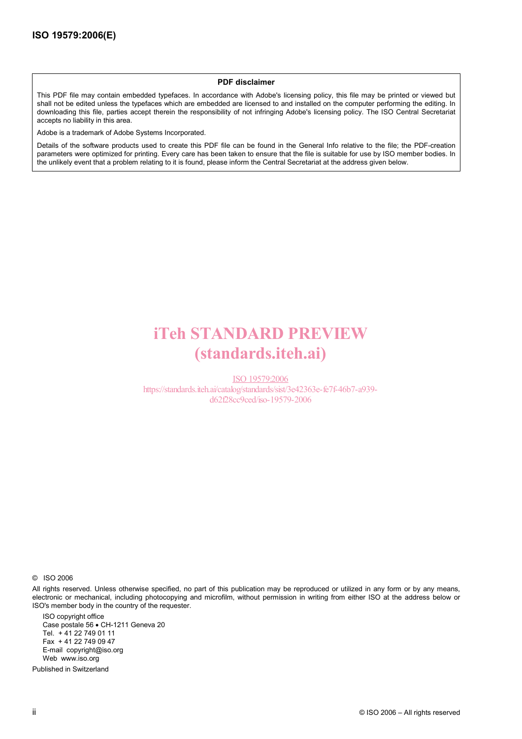**PDF disclaimer**

This PDF file may contain embedded typefaces. In accordance with Adobe's licensing policy, this file may be printed or viewed but shall not be edited unless the typefaces which are embedded are licensed to and installed on the computer performing the editing. In downloading this file, parties accept therein the responsibility of not infringing Adobe's licensing policy. The ISO Central Secretariat accepts no liability in this area.

Adobe is a trademark of Adobe Systems Incorporated.

Details of the software products used to create this PDF file can be found in the General Info relative to the file; the PDF-creation parameters were optimized for printing. Every care has been taken to ensure that the file is suitable for use by ISO member bodies. In the unlikely event that a problem relating to it is found, please inform the Central Secretariat at the address given below.

iTeh STANDARD PREVIEW
(standards.iteh.ai)

ISO 19579:2006
https://standards.iteh.ai/catalog/standards/sist/3e42363e-fe7f-46b7-a939-d62f28cc9ced/iso-19579-2006

© ISO 2006

All rights reserved. Unless otherwise specified, no part of this publication may be reproduced or utilized in any form or by any means, electronic or mechanical, including photocopying and microfilm, without permission in writing from either ISO at the address below or ISO's member body in the country of the requester.

ISO copyright office
Case postale 56 • CH-1211 Geneva 20
Tel. + 41 22 749 01 11
Fax + 41 22 749 09 47
E-mail copyright@iso.org
Web www.iso.org

Published in Switzerland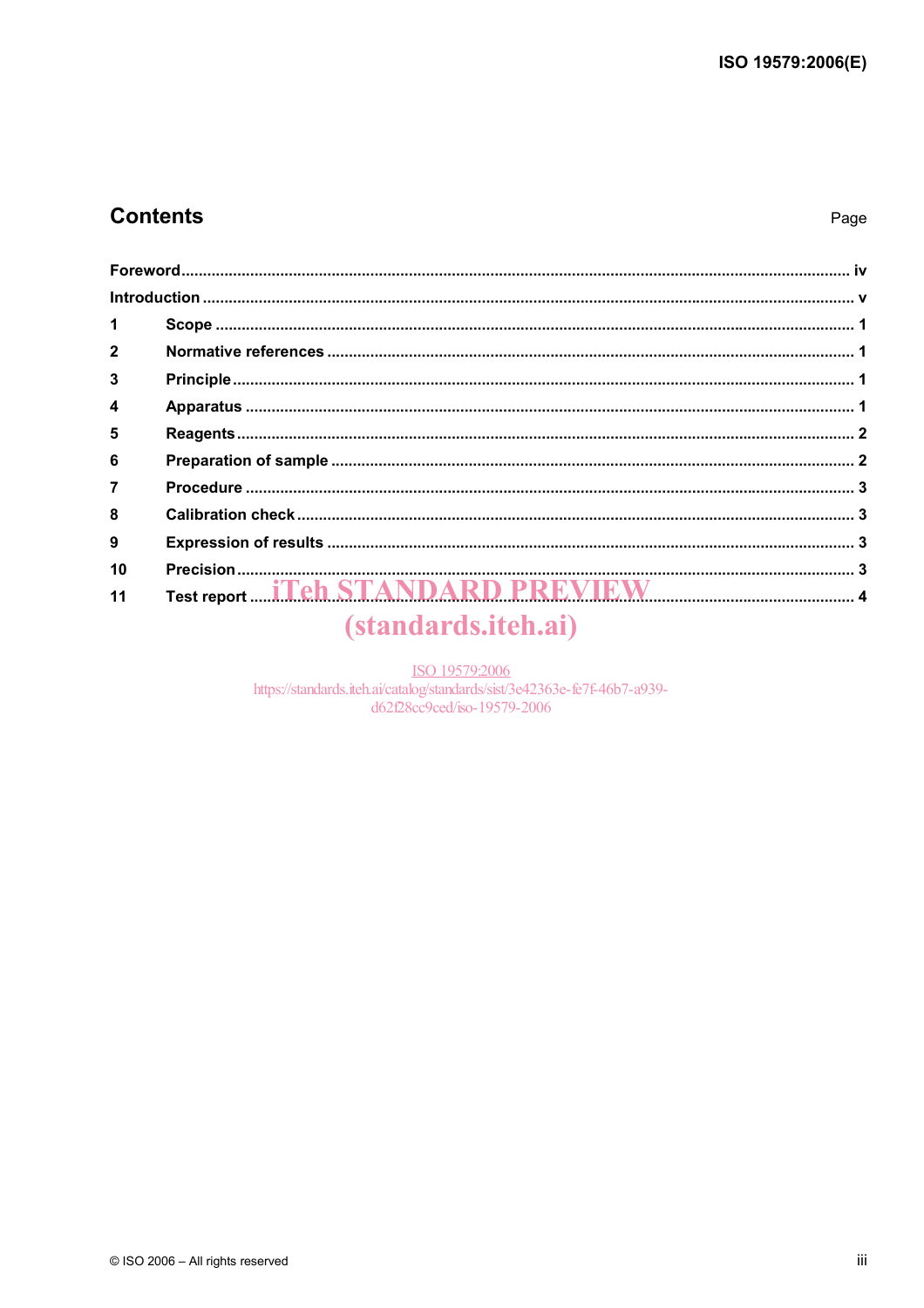## Contents

| | | Page |
|---|---|---|
| Foreword | | iv |
| Introduction | | v |
| 1 | Scope | 1 |
| 2 | Normative references | 1 |
| 3 | Principle | 1 |
| 4 | Apparatus | 1 |
| 5 | Reagents | 2 |
| 6 | Preparation of sample | 2 |
| 7 | Procedure | 3 |
| 8 | Calibration check | 3 |
| 9 | Expression of results | 3 |
| 10 | Precision | 3 |
| 11 | Test report | 4 |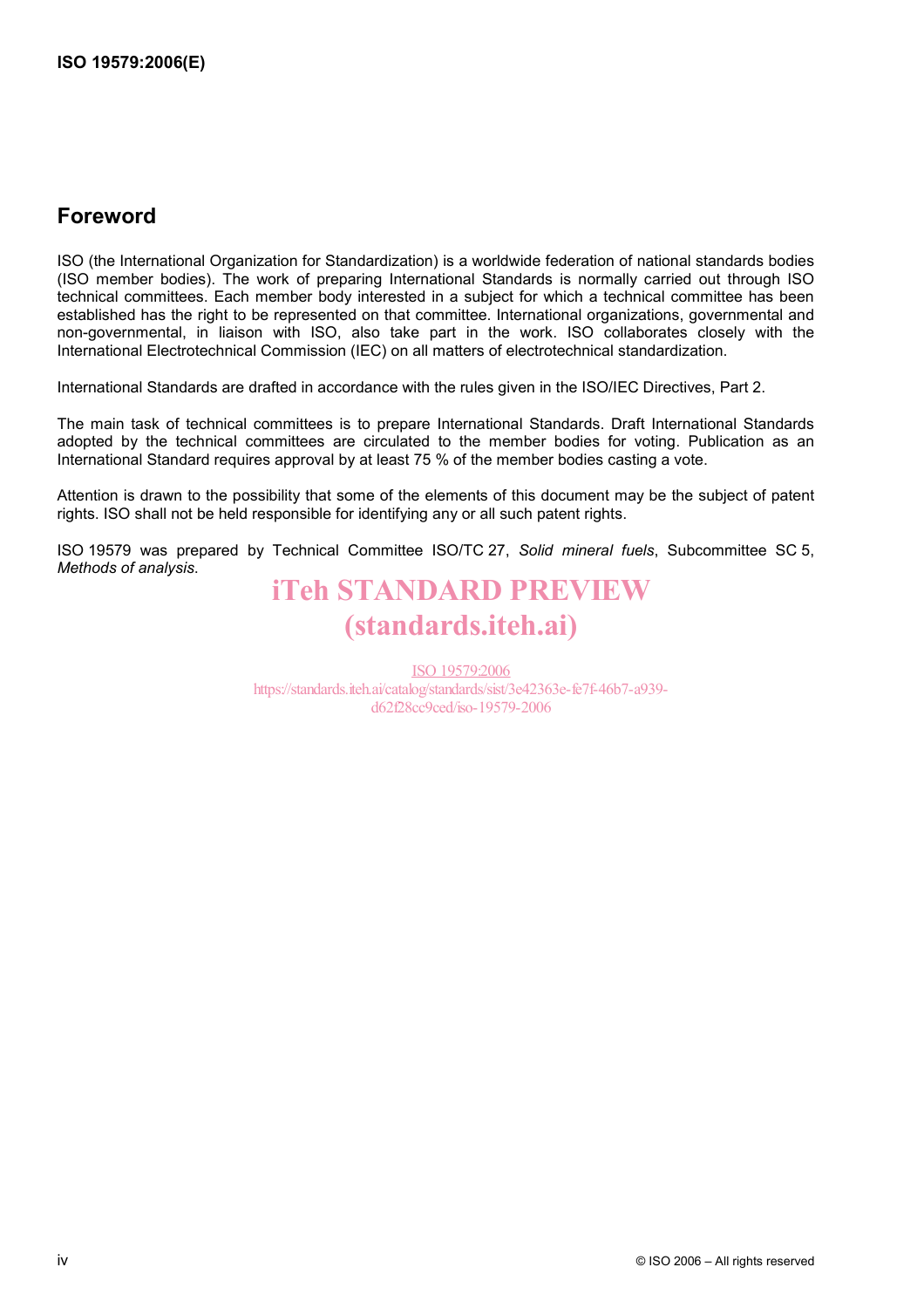## Foreword

ISO (the International Organization for Standardization) is a worldwide federation of national standards bodies (ISO member bodies). The work of preparing International Standards is normally carried out through ISO technical committees. Each member body interested in a subject for which a technical committee has been established has the right to be represented on that committee. International organizations, governmental and non-governmental, in liaison with ISO, also take part in the work. ISO collaborates closely with the International Electrotechnical Commission (IEC) on all matters of electrotechnical standardization.

International Standards are drafted in accordance with the rules given in the ISO/IEC Directives, Part 2.

The main task of technical committees is to prepare International Standards. Draft International Standards adopted by the technical committees are circulated to the member bodies for voting. Publication as an International Standard requires approval by at least 75 % of the member bodies casting a vote.

Attention is drawn to the possibility that some of the elements of this document may be the subject of patent rights. ISO shall not be held responsible for identifying any or all such patent rights.

ISO 19579 was prepared by Technical Committee ISO/TC 27, *Solid mineral fuels*, Subcommittee SC 5, *Methods of analysis*.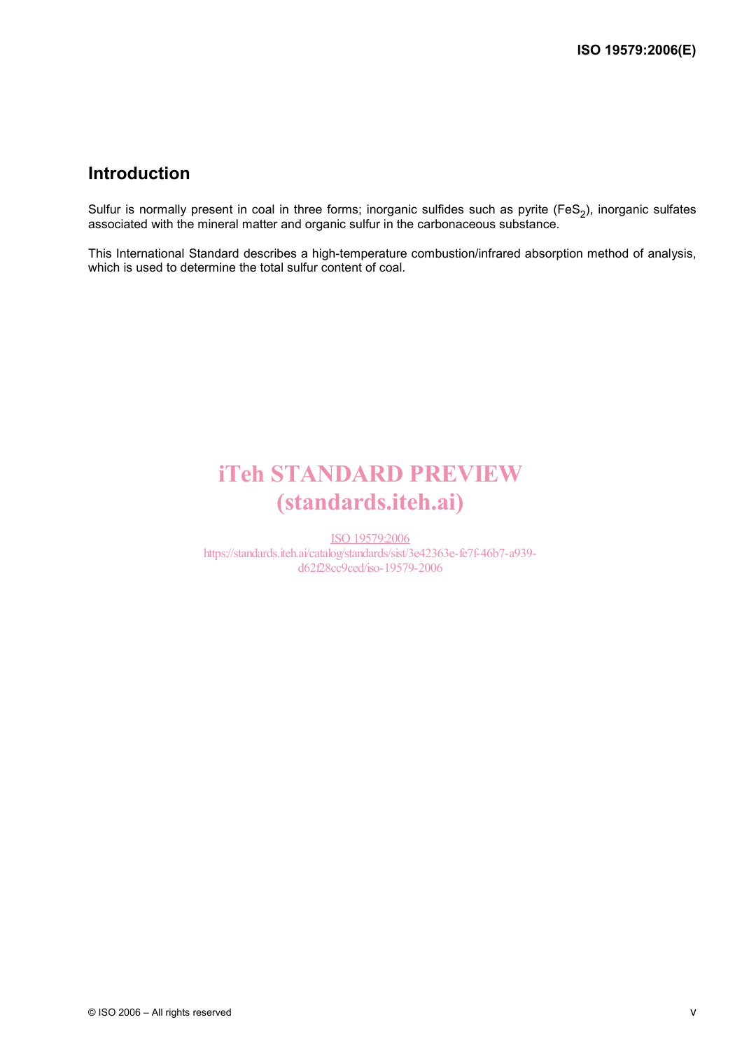## Introduction

Sulfur is normally present in coal in three forms; inorganic sulfides such as pyrite ($FeS_2$), inorganic sulfates associated with the mineral matter and organic sulfur in the carbonaceous substance.

This International Standard describes a high-temperature combustion/infrared absorption method of analysis, which is used to determine the total sulfur content of coal.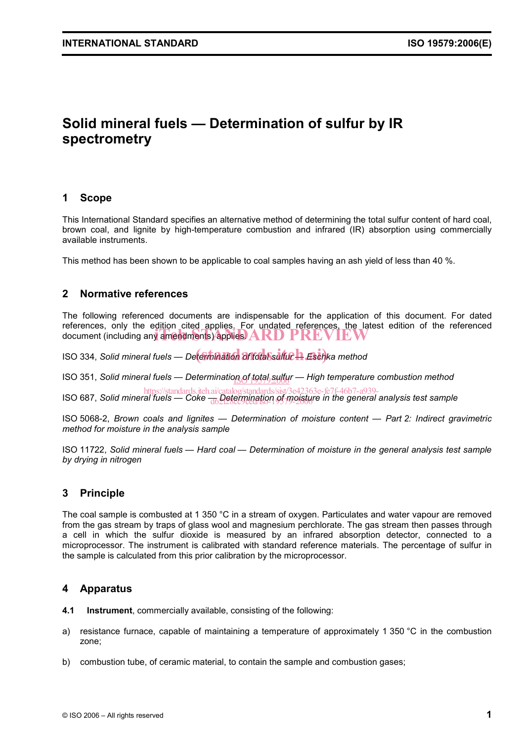# Solid mineral fuels — Determination of sulfur by IR spectrometry

## 1 Scope

This International Standard specifies an alternative method of determining the total sulfur content of hard coal, brown coal, and lignite by high-temperature combustion and infrared (IR) absorption using commercially available instruments.

This method has been shown to be applicable to coal samples having an ash yield of less than 40 %.

## 2 Normative references

The following referenced documents are indispensable for the application of this document. For dated references, only the edition cited applies. For undated references, the latest edition of the referenced document (including any amendments) applies.

ISO 334, *Solid mineral fuels — Determination of total sulfur — Eschka method*

ISO 351, *Solid mineral fuels — Determination of total sulfur — High temperature combustion method*

ISO 687, *Solid mineral fuels — Coke — Determination of moisture in the general analysis test sample*

ISO 5068-2, *Brown coals and lignites — Determination of moisture content — Part 2: Indirect gravimetric method for moisture in the analysis sample*

ISO 11722, *Solid mineral fuels — Hard coal — Determination of moisture in the general analysis test sample by drying in nitrogen*

## 3 Principle

The coal sample is combusted at 1 350 °C in a stream of oxygen. Particulates and water vapour are removed from the gas stream by traps of glass wool and magnesium perchlorate. The gas stream then passes through a cell in which the sulfur dioxide is measured by an infrared absorption detector, connected to a microprocessor. The instrument is calibrated with standard reference materials. The percentage of sulfur in the sample is calculated from this prior calibration by the microprocessor.

## 4 Apparatus

**4.1 Instrument**, commercially available, consisting of the following:

a) resistance furnace, capable of maintaining a temperature of approximately 1 350 °C in the combustion zone;

b) combustion tube, of ceramic material, to contain the sample and combustion gases;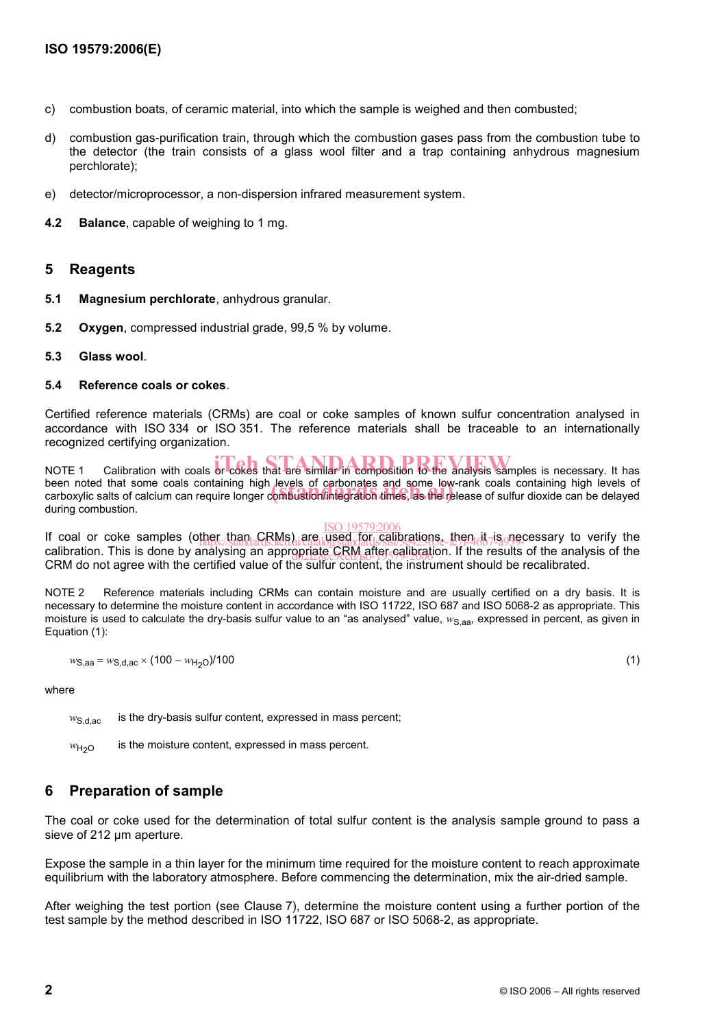c) combustion boats, of ceramic material, into which the sample is weighed and then combusted;

d) combustion gas-purification train, through which the combustion gases pass from the combustion tube to the detector (the train consists of a glass wool filter and a trap containing anhydrous magnesium perchlorate);

e) detector/microprocessor, a non-dispersion infrared measurement system.

**4.2 Balance**, capable of weighing to 1 mg.

## 5 Reagents

**5.1 Magnesium perchlorate**, anhydrous granular.

**5.2 Oxygen**, compressed industrial grade, 99,5 % by volume.

**5.3 Glass wool**.

**5.4 Reference coals or cokes**.

Certified reference materials (CRMs) are coal or coke samples of known sulfur concentration analysed in accordance with ISO 334 or ISO 351. The reference materials shall be traceable to an internationally recognized certifying organization.

NOTE 1 Calibration with coals or cokes that are similar in composition to the analysis samples is necessary. It has been noted that some coals containing high levels of carbonates and some low-rank coals containing high levels of carboxylic salts of calcium can require longer combustion/integration times, as the release of sulfur dioxide can be delayed during combustion.

If coal or coke samples (other than CRMs) are used for calibrations, then it is necessary to verify the calibration. This is done by analysing an appropriate CRM after calibration. If the results of the analysis of the CRM do not agree with the certified value of the sulfur content, the instrument should be recalibrated.

NOTE 2 Reference materials including CRMs can contain moisture and are usually certified on a dry basis. It is necessary to determine the moisture content in accordance with ISO 11722, ISO 687 and ISO 5068-2 as appropriate. This moisture is used to calculate the dry-basis sulfur value to an "as analysed" value, $w_{S,aa}$, expressed in percent, as given in Equation (1):

$$w_{S,aa} = w_{S,d,ac} \times (100 - w_{H_2O})/100 \qquad (1)$$

where

$w_{S,d,ac}$ is the dry-basis sulfur content, expressed in mass percent;

$w_{H_2O}$ is the moisture content, expressed in mass percent.

## 6 Preparation of sample

The coal or coke used for the determination of total sulfur content is the analysis sample ground to pass a sieve of 212 µm aperture.

Expose the sample in a thin layer for the minimum time required for the moisture content to reach approximate equilibrium with the laboratory atmosphere. Before commencing the determination, mix the air-dried sample.

After weighing the test portion (see Clause 7), determine the moisture content using a further portion of the test sample by the method described in ISO 11722, ISO 687 or ISO 5068-2, as appropriate.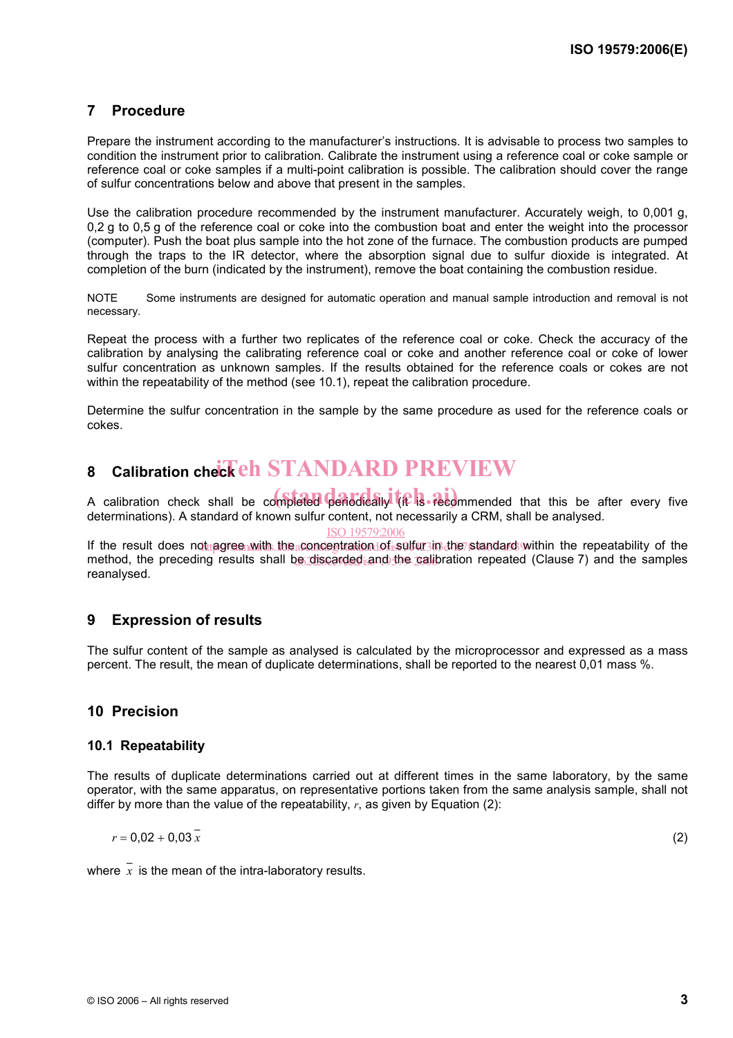## 7 Procedure

Prepare the instrument according to the manufacturer's instructions. It is advisable to process two samples to condition the instrument prior to calibration. Calibrate the instrument using a reference coal or coke sample or reference coal or coke samples if a multi-point calibration is possible. The calibration should cover the range of sulfur concentrations below and above that present in the samples.

Use the calibration procedure recommended by the instrument manufacturer. Accurately weigh, to 0,001 g, 0,2 g to 0,5 g of the reference coal or coke into the combustion boat and enter the weight into the processor (computer). Push the boat plus sample into the hot zone of the furnace. The combustion products are pumped through the traps to the IR detector, where the absorption signal due to sulfur dioxide is integrated. At completion of the burn (indicated by the instrument), remove the boat containing the combustion residue.

NOTE Some instruments are designed for automatic operation and manual sample introduction and removal is not necessary.

Repeat the process with a further two replicates of the reference coal or coke. Check the accuracy of the calibration by analysing the calibrating reference coal or coke and another reference coal or coke of lower sulfur concentration as unknown samples. If the results obtained for the reference coals or cokes are not within the repeatability of the method (see 10.1), repeat the calibration procedure.

Determine the sulfur concentration in the sample by the same procedure as used for the reference coals or cokes.

## 8 Calibration check

A calibration check shall be completed periodically (it is recommended that this be after every five determinations). A standard of known sulfur content, not necessarily a CRM, shall be analysed.

If the result does not agree with the concentration of sulfur in the standard within the repeatability of the method, the preceding results shall be discarded and the calibration repeated (Clause 7) and the samples reanalysed.

## 9 Expression of results

The sulfur content of the sample as analysed is calculated by the microprocessor and expressed as a mass percent. The result, the mean of duplicate determinations, shall be reported to the nearest 0,01 mass %.

## 10 Precision

### 10.1 Repeatability

The results of duplicate determinations carried out at different times in the same laboratory, by the same operator, with the same apparatus, on representative portions taken from the same analysis sample, shall not differ by more than the value of the repeatability, $r$, as given by Equation (2):

$$r = 0{,}02 + 0{,}03\,\bar{x} \qquad (2)$$

where $\bar{x}$ is the mean of the intra-laboratory results.